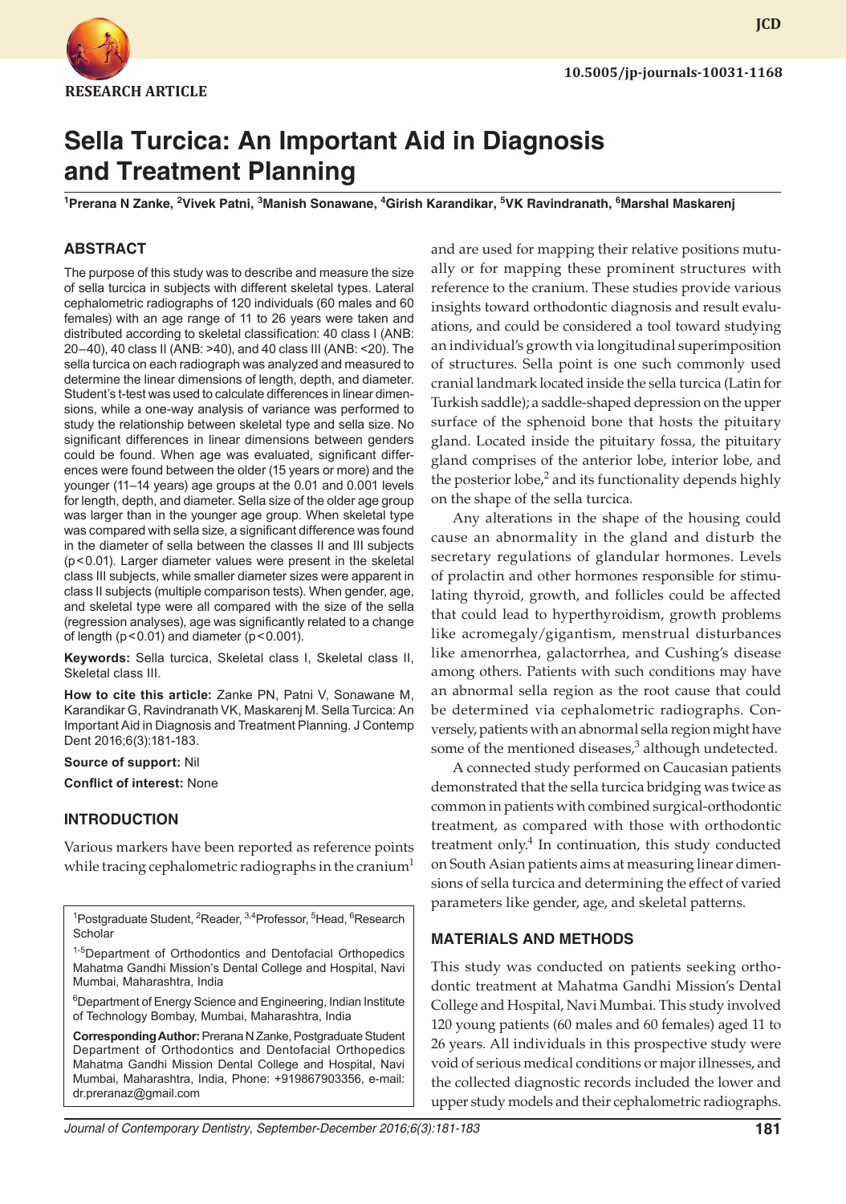RESEARCH ARTICLE

# Sella Turcica: An Important Aid in Diagnosis and Treatment Planning

[1]Prerana N Zanke, [2]Vivek Patni, [3]Manish Sonawane, [4]Girish Karandikar, [5]VK Ravindranath, [6]Marshal Maskarenj

## ABSTRACT

The purpose of this study was to describe and measure the size of sella turcica in subjects with different skeletal types. Lateral cephalometric radiographs of 120 individuals (60 males and 60 females) with an age range of 11 to 26 years were taken and distributed according to skeletal classification: 40 class I (ANB: 20–40), 40 class II (ANB: >40), and 40 class III (ANB: <20). The sella turcica on each radiograph was analyzed and measured to determine the linear dimensions of length, depth, and diameter. Student's t-test was used to calculate differences in linear dimensions, while a one-way analysis of variance was performed to study the relationship between skeletal type and sella size. No significant differences in linear dimensions between genders could be found. When age was evaluated, significant differences were found between the older (15 years or more) and the younger (11–14 years) age groups at the 0.01 and 0.001 levels for length, depth, and diameter. Sella size of the older age group was larger than in the younger age group. When skeletal type was compared with sella size, a significant difference was found in the diameter of sella between the classes II and III subjects ($p<0.01$). Larger diameter values were present in the skeletal class III subjects, while smaller diameter sizes were apparent in class II subjects (multiple comparison tests). When gender, age, and skeletal type were all compared with the size of the sella (regression analyses), age was significantly related to a change of length ($p<0.01$) and diameter ($p<0.001$).

**Keywords:** Sella turcica, Skeletal class I, Skeletal class II, Skeletal class III.

**How to cite this article:** Zanke PN, Patni V, Sonawane M, Karandikar G, Ravindranath VK, Maskarenj M. Sella Turcica: An Important Aid in Diagnosis and Treatment Planning. J Contemp Dent 2016;6(3):181-183.

**Source of support:** Nil

**Conflict of interest:** None

## INTRODUCTION

Various markers have been reported as reference points while tracing cephalometric radiographs in the cranium[1] and are used for mapping their relative positions mutually or for mapping these prominent structures with reference to the cranium. These studies provide various insights toward orthodontic diagnosis and result evaluations, and could be considered a tool toward studying an individual's growth via longitudinal superimposition of structures. Sella point is one such commonly used cranial landmark located inside the sella turcica (Latin for Turkish saddle); a saddle-shaped depression on the upper surface of the sphenoid bone that hosts the pituitary gland. Located inside the pituitary fossa, the pituitary gland comprises of the anterior lobe, interior lobe, and the posterior lobe,[2] and its functionality depends highly on the shape of the sella turcica.

Any alterations in the shape of the housing could cause an abnormality in the gland and disturb the secretary regulations of glandular hormones. Levels of prolactin and other hormones responsible for stimulating thyroid, growth, and follicles could be affected that could lead to hyperthyroidism, growth problems like acromegaly/gigantism, menstrual disturbances like amenorrhea, galactorrhea, and Cushing's disease among others. Patients with such conditions may have an abnormal sella region as the root cause that could be determined via cephalometric radiographs. Conversely, patients with an abnormal sella region might have some of the mentioned diseases,[3] although undetected.

A connected study performed on Caucasian patients demonstrated that the sella turcica bridging was twice as common in patients with combined surgical-orthodontic treatment, as compared with those with orthodontic treatment only.[4] In continuation, this study conducted on South Asian patients aims at measuring linear dimensions of sella turcica and determining the effect of varied parameters like gender, age, and skeletal patterns.

## MATERIALS AND METHODS

This study was conducted on patients seeking orthodontic treatment at Mahatma Gandhi Mission's Dental College and Hospital, Navi Mumbai. This study involved 120 young patients (60 males and 60 females) aged 11 to 26 years. All individuals in this prospective study were void of serious medical conditions or major illnesses, and the collected diagnostic records included the lower and upper study models and their cephalometric radiographs.

---

[1]Postgraduate Student, [2]Reader, [3,4]Professor, [5]Head, [6]Research Scholar

[1-5]Department of Orthodontics and Dentofacial Orthopedics Mahatma Gandhi Mission's Dental College and Hospital, Navi Mumbai, Maharashtra, India

[6]Department of Energy Science and Engineering, Indian Institute of Technology Bombay, Mumbai, Maharashtra, India

**Corresponding Author:** Prerana N Zanke, Postgraduate Student Department of Orthodontics and Dentofacial Orthopedics Mahatma Gandhi Mission Dental College and Hospital, Navi Mumbai, Maharashtra, India, Phone: +919867903356, e-mail: dr.preranaz@gmail.com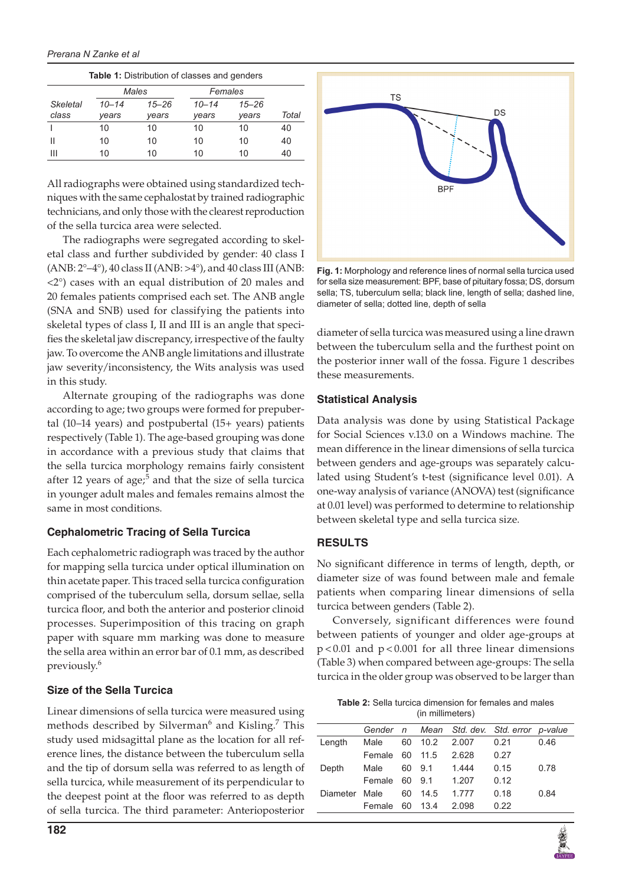**Table 1:** Distribution of classes and genders

| Skeletal class | Males | | Females | | Total |
|---|---|---|---|---|---|
| | 10–14 years | 15–26 years | 10–14 years | 15–26 years | |
| I | 10 | 10 | 10 | 10 | 40 |
| II | 10 | 10 | 10 | 10 | 40 |
| III | 10 | 10 | 10 | 10 | 40 |

All radiographs were obtained using standardized techniques with the same cephalostat by trained radiographic technicians, and only those with the clearest reproduction of the sella turcica area were selected.

The radiographs were segregated according to skeletal class and further subdivided by gender: 40 class I (ANB: 2°–4°), 40 class II (ANB: >4°), and 40 class III (ANB: <2°) cases with an equal distribution of 20 males and 20 females patients comprised each set. The ANB angle (SNA and SNB) used for classifying the patients into skeletal types of class I, II and III is an angle that specifies the skeletal jaw discrepancy, irrespective of the faulty jaw. To overcome the ANB angle limitations and illustrate jaw severity/inconsistency, the Wits analysis was used in this study.

Alternate grouping of the radiographs was done according to age; two groups were formed for prepubertal (10–14 years) and postpubertal (15+ years) patients respectively (Table 1). The age-based grouping was done in accordance with a previous study that claims that the sella turcica morphology remains fairly consistent after 12 years of age;[5] and that the size of sella turcica in younger adult males and females remains almost the same in most conditions.

### Cephalometric Tracing of Sella Turcica

Each cephalometric radiograph was traced by the author for mapping sella turcica under optical illumination on thin acetate paper. This traced sella turcica configuration comprised of the tuberculum sella, dorsum sellae, sella turcica floor, and both the anterior and posterior clinoid processes. Superimposition of this tracing on graph paper with square mm marking was done to measure the sella area within an error bar of 0.1 mm, as described previously.[6]

### Size of the Sella Turcica

Linear dimensions of sella turcica were measured using methods described by Silverman[6] and Kisling.[7] This study used midsagittal plane as the location for all reference lines, the distance between the tuberculum sella and the tip of dorsum sella was referred to as length of sella turcica, while measurement of its perpendicular to the deepest point at the floor was referred to as depth of sella turcica. The third parameter: Anteroposterior diameter of sella turcica was measured using a line drawn between the tuberculum sella and the furthest point on the posterior inner wall of the fossa. Figure 1 describes these measurements.

**Fig. 1:** Morphology and reference lines of normal sella turcica used for sella size measurement: BPF, base of pituitary fossa; DS, dorsum sella; TS, tuberculum sella; black line, length of sella; dashed line, diameter of sella; dotted line, depth of sella

### Statistical Analysis

Data analysis was done by using Statistical Package for Social Sciences v.13.0 on a Windows machine. The mean difference in the linear dimensions of sella turcica between genders and age-groups was separately calculated using Student's t-test (significance level 0.01). A one-way analysis of variance (ANOVA) test (significance at 0.01 level) was performed to determine to relationship between skeletal type and sella turcica size.

## RESULTS

No significant difference in terms of length, depth, or diameter size of was found between male and female patients when comparing linear dimensions of sella turcica between genders (Table 2).

Conversely, significant differences were found between patients of younger and older age-groups at $p < 0.01$ and $p < 0.001$ for all three linear dimensions (Table 3) when compared between age-groups: The sella turcica in the older group was observed to be larger than

**Table 2:** Sella turcica dimension for females and males (in millimeters)

| | Gender | n | Mean | Std. dev. | Std. error | p-value |
|---|---|---|---|---|---|---|
| Length | Male | 60 | 10.2 | 2.007 | 0.21 | 0.46 |
| | Female | 60 | 11.5 | 2.628 | 0.27 | |
| Depth | Male | 60 | 9.1 | 1.444 | 0.15 | 0.78 |
| | Female | 60 | 9.1 | 1.207 | 0.12 | |
| Diameter | Male | 60 | 14.5 | 1.777 | 0.18 | 0.84 |
| | Female | 60 | 13.4 | 2.098 | 0.22 | |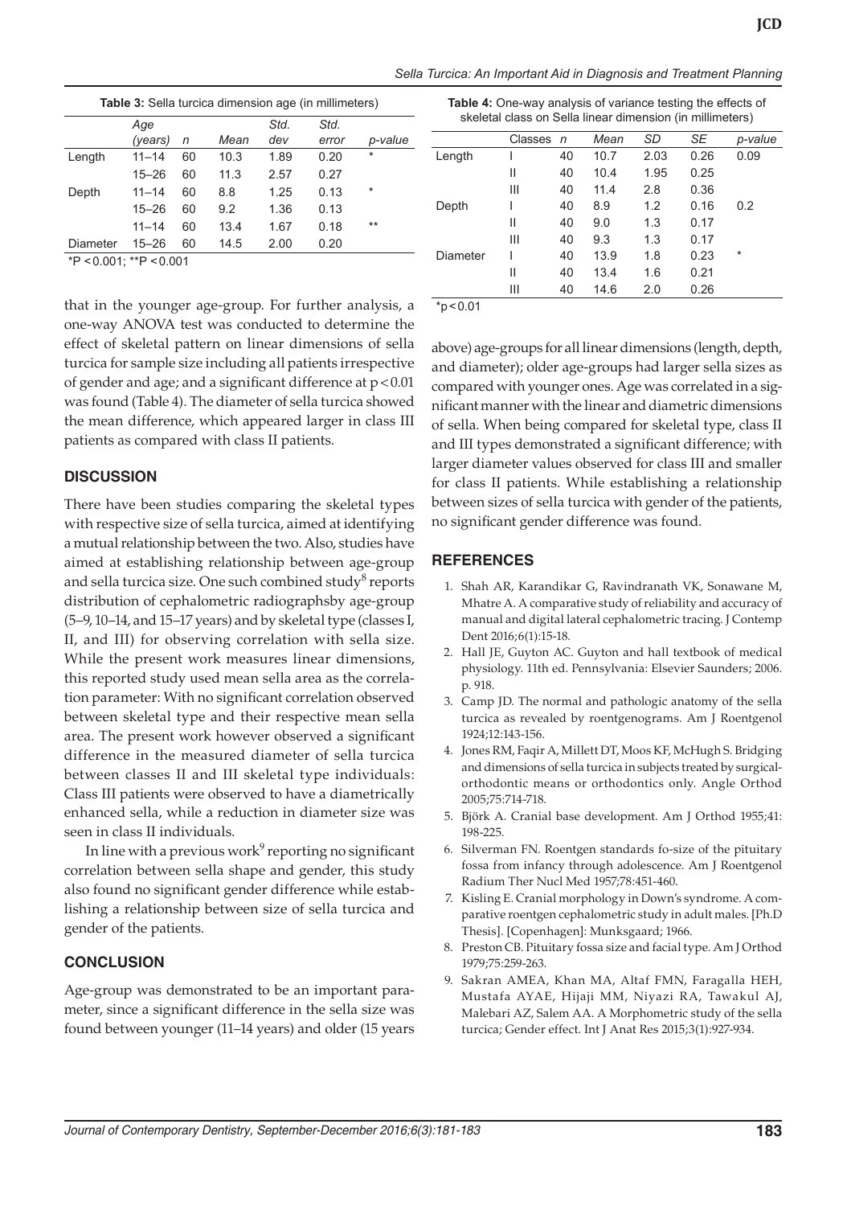**Table 3:** Sella turcica dimension age (in millimeters)

| | Age (years) | n | Mean | Std. dev | Std. error | p-value |
|---|---|---|---|---|---|---|
| Length | 11–14 | 60 | 10.3 | 1.89 | 0.20 | * |
| | 15–26 | 60 | 11.3 | 2.57 | 0.27 | |
| Depth | 11–14 | 60 | 8.8 | 1.25 | 0.13 | * |
| | 15–26 | 60 | 9.2 | 1.36 | 0.13 | |
| | 11–14 | 60 | 13.4 | 1.67 | 0.18 | ** |
| Diameter | 15–26 | 60 | 14.5 | 2.00 | 0.20 | |

*P < 0.001; **P < 0.001

that in the younger age-group. For further analysis, a one-way ANOVA test was conducted to determine the effect of skeletal pattern on linear dimensions of sella turcica for sample size including all patients irrespective of gender and age; and a significant difference at $p < 0.01$ was found (Table 4). The diameter of sella turcica showed the mean difference, which appeared larger in class III patients as compared with class II patients.

## DISCUSSION

There have been studies comparing the skeletal types with respective size of sella turcica, aimed at identifying a mutual relationship between the two. Also, studies have aimed at establishing relationship between age-group and sella turcica size. One such combined study[8] reports distribution of cephalometric radiographsby age-group (5–9, 10–14, and 15–17 years) and by skeletal type (classes I, II, and III) for observing correlation with sella size. While the present work measures linear dimensions, this reported study used mean sella area as the correlation parameter: With no significant correlation observed between skeletal type and their respective mean sella area. The present work however observed a significant difference in the measured diameter of sella turcica between classes II and III skeletal type individuals: Class III patients were observed to have a diametrically enhanced sella, while a reduction in diameter size was seen in class II individuals.

In line with a previous work[9] reporting no significant correlation between sella shape and gender, this study also found no significant gender difference while establishing a relationship between size of sella turcica and gender of the patients.

## CONCLUSION

Age-group was demonstrated to be an important parameter, since a significant difference in the sella size was found between younger (11–14 years) and older (15 years above) age-groups for all linear dimensions (length, depth, and diameter); older age-groups had larger sella sizes as compared with younger ones. Age was correlated in a significant manner with the linear and diametric dimensions of sella. When being compared for skeletal type, class II and III types demonstrated a significant difference; with larger diameter values observed for class III and smaller for class II patients. While establishing a relationship between sizes of sella turcica with gender of the patients, no significant gender difference was found.

**Table 4:** One-way analysis of variance testing the effects of skeletal class on Sella linear dimension (in millimeters)

| | Classes | n | Mean | SD | SE | p-value |
|---|---|---|---|---|---|---|
| Length | I | 40 | 10.7 | 2.03 | 0.26 | 0.09 |
| | II | 40 | 10.4 | 1.95 | 0.25 | |
| | III | 40 | 11.4 | 2.8 | 0.36 | |
| Depth | I | 40 | 8.9 | 1.2 | 0.16 | 0.2 |
| | II | 40 | 9.0 | 1.3 | 0.17 | |
| | III | 40 | 9.3 | 1.3 | 0.17 | |
| Diameter | I | 40 | 13.9 | 1.8 | 0.23 | * |
| | II | 40 | 13.4 | 1.6 | 0.21 | |
| | III | 40 | 14.6 | 2.0 | 0.26 | |

*p < 0.01

## REFERENCES

1. Shah AR, Karandikar G, Ravindranath VK, Sonawane M, Mhatre A. A comparative study of reliability and accuracy of manual and digital lateral cephalometric tracing. J Contemp Dent 2016;6(1):15-18.
2. Hall JE, Guyton AC. Guyton and hall textbook of medical physiology. 11th ed. Pennsylvania: Elsevier Saunders; 2006. p. 918.
3. Camp JD. The normal and pathologic anatomy of the sella turcica as revealed by roentgenograms. Am J Roentgenol 1924;12:143-156.
4. Jones RM, Faqir A, Millett DT, Moos KF, McHugh S. Bridging and dimensions of sella turcica in subjects treated by surgical-orthodontic means or orthodontics only. Angle Orthod 2005;75:714-718.
5. Björk A. Cranial base development. Am J Orthod 1955;41: 198-225.
6. Silverman FN. Roentgen standards fo-size of the pituitary fossa from infancy through adolescence. Am J Roentgenol Radium Ther Nucl Med 1957;78:451-460.
7. Kisling E. Cranial morphology in Down's syndrome. A comparative roentgen cephalometric study in adult males. [Ph.D Thesis]. [Copenhagen]: Munksgaard; 1966.
8. Preston CB. Pituitary fossa size and facial type. Am J Orthod 1979;75:259-263.
9. Sakran AMEA, Khan MA, Altaf FMN, Faragalla HEH, Mustafa AYAE, Hijaji MM, Niyazi RA, Tawakul AJ, Malebari AZ, Salem AA. A Morphometric study of the sella turcica; Gender effect. Int J Anat Res 2015;3(1):927-934.